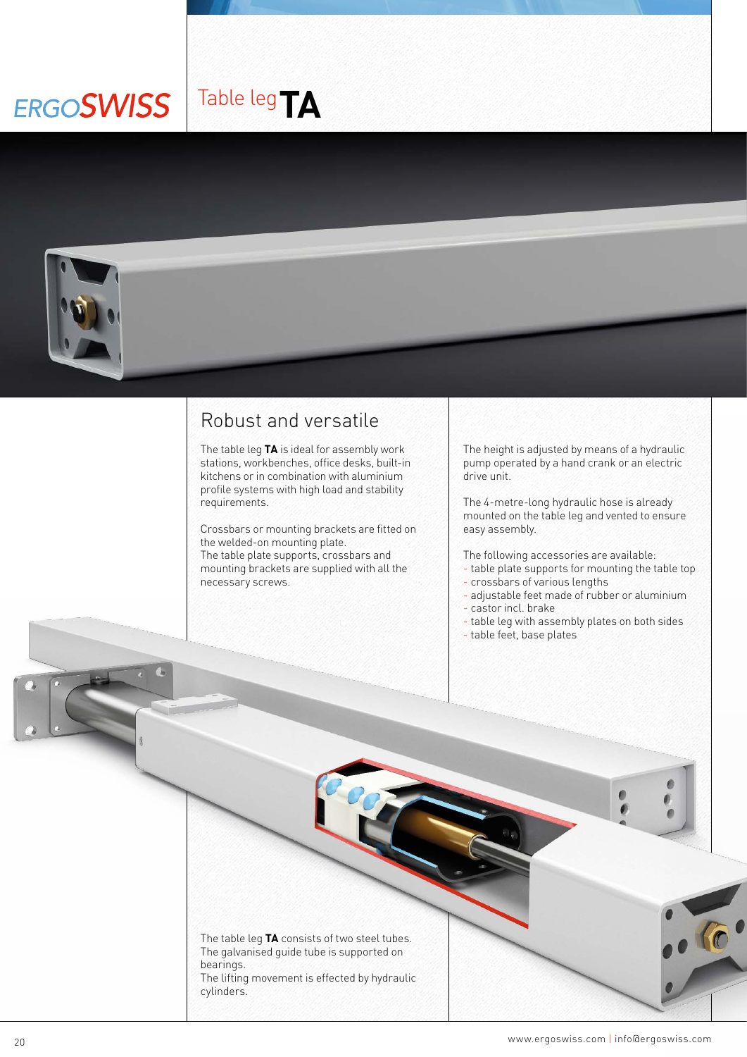ERGOSWISS

# Table leg TA

## Robust and versatile

The table leg **TA** is ideal for assembly work stations, workbenches, office desks, built-in kitchens or in combination with aluminium profile systems with high load and stability requirements.

Crossbars or mounting brackets are fitted on the welded-on mounting plate.
The table plate supports, crossbars and mounting brackets are supplied with all the necessary screws.

The height is adjusted by means of a hydraulic pump operated by a hand crank or an electric drive unit.

The 4-metre-long hydraulic hose is already mounted on the table leg and vented to ensure easy assembly.

The following accessories are available:
- table plate supports for mounting the table top
- crossbars of various lengths
- adjustable feet made of rubber or aluminium
- castor incl. brake
- table leg with assembly plates on both sides
- table feet, base plates

The table leg **TA** consists of two steel tubes.
The galvanised guide tube is supported on bearings.
The lifting movement is effected by hydraulic cylinders.

www.ergoswiss.com | info@ergoswiss.com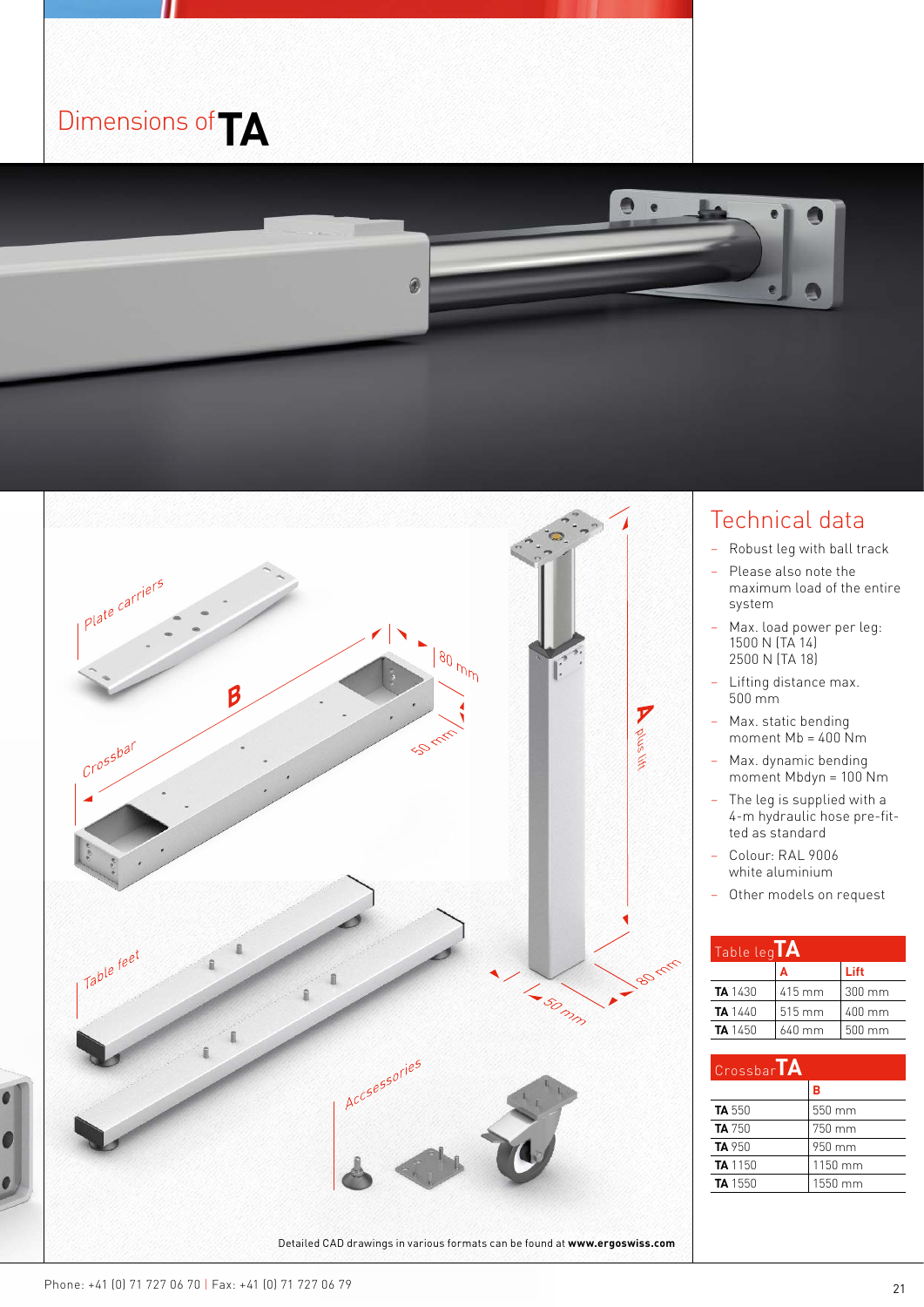# Dimensions of **TA**

Plate carriers

Crossbar

B

80 mm

50 mm

A plus lift

80 mm

50 mm

Table feet

Accsessories

Detailed CAD drawings in various formats can be found at **www.ergoswiss.com**

## Technical data

- Robust leg with ball track
- Please also note the maximum load of the entire system
- Max. load power per leg: 1500 N (TA 14) 2500 N (TA 18)
- Lifting distance max. 500 mm
- Max. static bending moment Mb = 400 Nm
- Max. dynamic bending moment Mbdyn = 100 Nm
- The leg is supplied with a 4-m hydraulic hose pre-fitted as standard
- Colour: RAL 9006 white aluminium
- Other models on request

### Table leg **TA**

| | **A** | **Lift** |
|---|---|---|
| **TA** 1430 | 415 mm | 300 mm |
| **TA** 1440 | 515 mm | 400 mm |
| **TA** 1450 | 640 mm | 500 mm |

### Crossbar **TA**

| | **B** |
|---|---|
| **TA** 550 | 550 mm |
| **TA** 750 | 750 mm |
| **TA** 950 | 950 mm |
| **TA** 1150 | 1150 mm |
| **TA** 1550 | 1550 mm |

Phone: +41 (0) 71 727 06 70 | Fax: +41 (0) 71 727 06 79